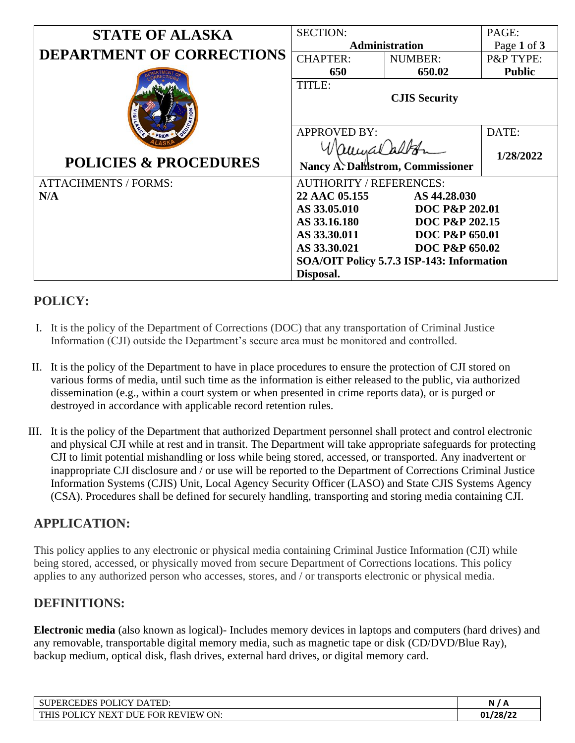| **STATE OF ALASKA DEPARTMENT OF CORRECTIONS** | SECTION: **Administration** | | PAGE: Page **1** of **3** |
|---|---|---|---|
| | CHAPTER: **650** | NUMBER: **650.02** | P&P TYPE: **Public** |
| | TITLE: **CJIS Security** | | |
| **POLICIES & PROCEDURES** | APPROVED BY: **Nancy A. Dahlstrom, Commissioner** | | DATE: **1/28/2022** |
| ATTACHMENTS / FORMS: **N/A** | AUTHORITY / REFERENCES: **22 AAC 05.155; AS 44.28.030; AS 33.05.010; DOC P&P 202.01; AS 33.16.180; DOC P&P 202.15; AS 33.30.011; DOC P&P 650.01; AS 33.30.021; DOC P&P 650.02; SOA/OIT Policy 5.7.3 ISP-143: Information Disposal.** | | |

## POLICY:

I. It is the policy of the Department of Corrections (DOC) that any transportation of Criminal Justice Information (CJI) outside the Department's secure area must be monitored and controlled.

II. It is the policy of the Department to have in place procedures to ensure the protection of CJI stored on various forms of media, until such time as the information is either released to the public, via authorized dissemination (e.g., within a court system or when presented in crime reports data), or is purged or destroyed in accordance with applicable record retention rules.

III. It is the policy of the Department that authorized Department personnel shall protect and control electronic and physical CJI while at rest and in transit. The Department will take appropriate safeguards for protecting CJI to limit potential mishandling or loss while being stored, accessed, or transported. Any inadvertent or inappropriate CJI disclosure and / or use will be reported to the Department of Corrections Criminal Justice Information Systems (CJIS) Unit, Local Agency Security Officer (LASO) and State CJIS Systems Agency (CSA). Procedures shall be defined for securely handling, transporting and storing media containing CJI.

## APPLICATION:

This policy applies to any electronic or physical media containing Criminal Justice Information (CJI) while being stored, accessed, or physically moved from secure Department of Corrections locations. This policy applies to any authorized person who accesses, stores, and / or transports electronic or physical media.

## DEFINITIONS:

**Electronic media** (also known as logical)- Includes memory devices in laptops and computers (hard drives) and any removable, transportable digital memory media, such as magnetic tape or disk (CD/DVD/Blue Ray), backup medium, optical disk, flash drives, external hard drives, or digital memory card.

| | |
|---|---|
| SUPERCEDES POLICY DATED: | **N / A** |
| THIS POLICY NEXT DUE FOR REVIEW ON: | **01/28/22** |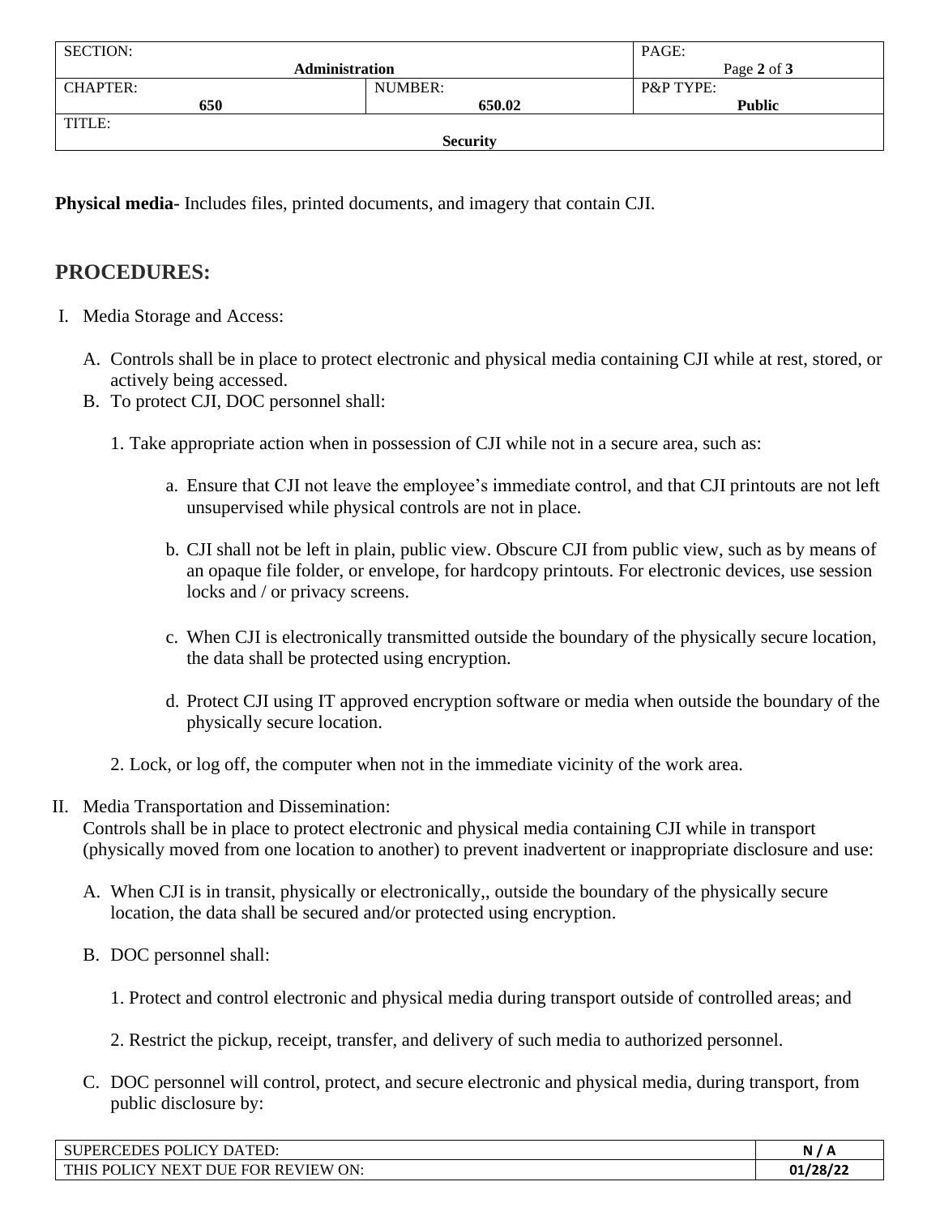**Physical media-** Includes files, printed documents, and imagery that contain CJI.

## PROCEDURES:

I. Media Storage and Access:

   A. Controls shall be in place to protect electronic and physical media containing CJI while at rest, stored, or actively being accessed.

   B. To protect CJI, DOC personnel shall:

      1. Take appropriate action when in possession of CJI while not in a secure area, such as:

         a. Ensure that CJI not leave the employee's immediate control, and that CJI printouts are not left unsupervised while physical controls are not in place.

         b. CJI shall not be left in plain, public view. Obscure CJI from public view, such as by means of an opaque file folder, or envelope, for hardcopy printouts. For electronic devices, use session locks and / or privacy screens.

         c. When CJI is electronically transmitted outside the boundary of the physically secure location, the data shall be protected using encryption.

         d. Protect CJI using IT approved encryption software or media when outside the boundary of the physically secure location.

      2. Lock, or log off, the computer when not in the immediate vicinity of the work area.

II. Media Transportation and Dissemination:
   Controls shall be in place to protect electronic and physical media containing CJI while in transport (physically moved from one location to another) to prevent inadvertent or inappropriate disclosure and use:

   A. When CJI is in transit, physically or electronically,, outside the boundary of the physically secure location, the data shall be secured and/or protected using encryption.

   B. DOC personnel shall:

      1. Protect and control electronic and physical media during transport outside of controlled areas; and

      2. Restrict the pickup, receipt, transfer, and delivery of such media to authorized personnel.

   C. DOC personnel will control, protect, and secure electronic and physical media, during transport, from public disclosure by: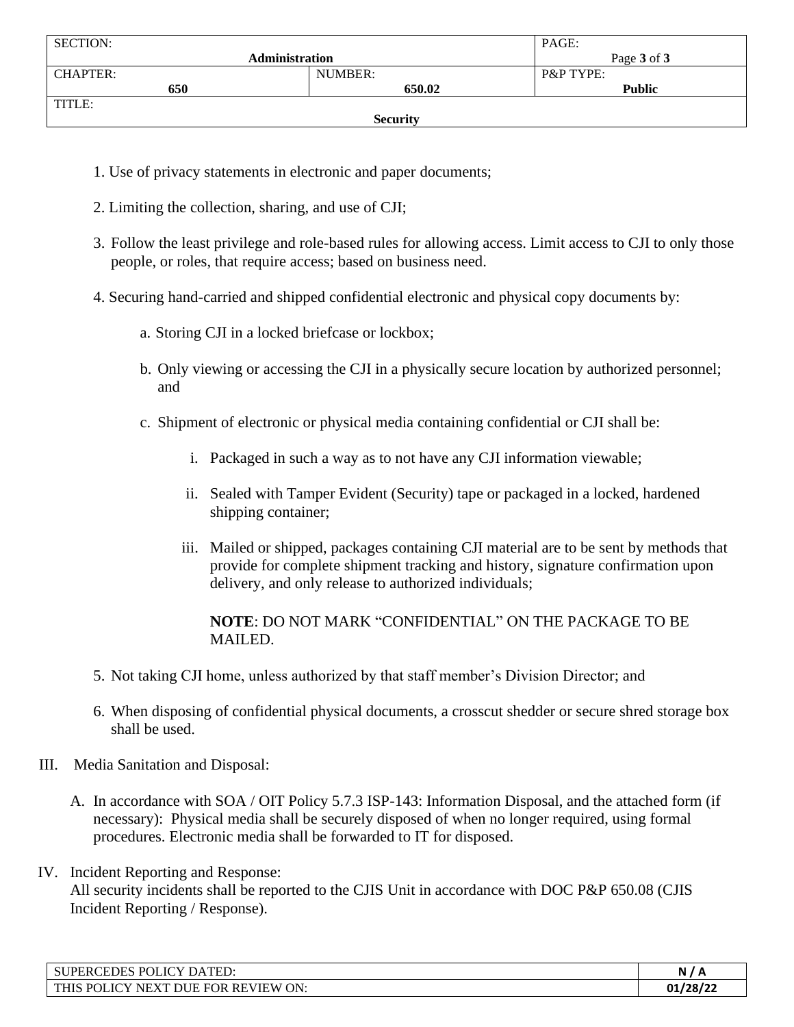1. Use of privacy statements in electronic and paper documents;

2. Limiting the collection, sharing, and use of CJI;

3. Follow the least privilege and role-based rules for allowing access. Limit access to CJI to only those people, or roles, that require access; based on business need.

4. Securing hand-carried and shipped confidential electronic and physical copy documents by:

   a. Storing CJI in a locked briefcase or lockbox;

   b. Only viewing or accessing the CJI in a physically secure location by authorized personnel; and

   c. Shipment of electronic or physical media containing confidential or CJI shall be:

      i. Packaged in such a way as to not have any CJI information viewable;

      ii. Sealed with Tamper Evident (Security) tape or packaged in a locked, hardened shipping container;

      iii. Mailed or shipped, packages containing CJI material are to be sent by methods that provide for complete shipment tracking and history, signature confirmation upon delivery, and only release to authorized individuals;

      **NOTE**: DO NOT MARK "CONFIDENTIAL" ON THE PACKAGE TO BE MAILED.

5. Not taking CJI home, unless authorized by that staff member's Division Director; and

6. When disposing of confidential physical documents, a crosscut shedder or secure shred storage box shall be used.

III. Media Sanitation and Disposal:

   A. In accordance with SOA / OIT Policy 5.7.3 ISP-143: Information Disposal, and the attached form (if necessary): Physical media shall be securely disposed of when no longer required, using formal procedures. Electronic media shall be forwarded to IT for disposed.

IV. Incident Reporting and Response:
All security incidents shall be reported to the CJIS Unit in accordance with DOC P&P 650.08 (CJIS Incident Reporting / Response).